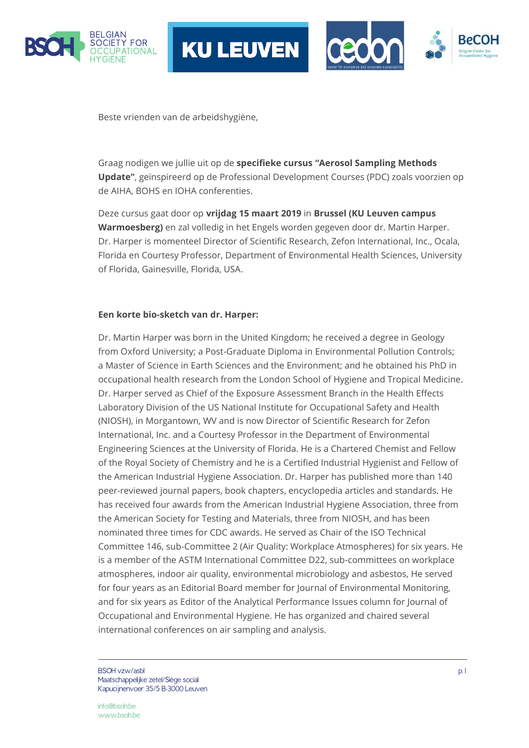Beste vrienden van de arbeidshygiëne,

Graag nodigen we jullie uit op de **specifieke cursus "Aerosol Sampling Methods Update"**, geïnspireerd op de Professional Development Courses (PDC) zoals voorzien op de AIHA, BOHS en IOHA conferenties.

Deze cursus gaat door op **vrijdag 15 maart 2019** in **Brussel (KU Leuven campus Warmoesberg)** en zal volledig in het Engels worden gegeven door dr. Martin Harper. Dr. Harper is momenteel Director of Scientific Research, Zefon International, Inc., Ocala, Florida en Courtesy Professor, Department of Environmental Health Sciences, University of Florida, Gainesville, Florida, USA.

**Een korte bio-sketch van dr. Harper:**

Dr. Martin Harper was born in the United Kingdom; he received a degree in Geology from Oxford University; a Post-Graduate Diploma in Environmental Pollution Controls; a Master of Science in Earth Sciences and the Environment; and he obtained his PhD in occupational health research from the London School of Hygiene and Tropical Medicine. Dr. Harper served as Chief of the Exposure Assessment Branch in the Health Effects Laboratory Division of the US National Institute for Occupational Safety and Health (NIOSH), in Morgantown, WV and is now Director of Scientific Research for Zefon International, Inc. and a Courtesy Professor in the Department of Environmental Engineering Sciences at the University of Florida. He is a Chartered Chemist and Fellow of the Royal Society of Chemistry and he is a Certified Industrial Hygienist and Fellow of the American Industrial Hygiene Association. Dr. Harper has published more than 140 peer-reviewed journal papers, book chapters, encyclopedia articles and standards. He has received four awards from the American Industrial Hygiene Association, three from the American Society for Testing and Materials, three from NIOSH, and has been nominated three times for CDC awards. He served as Chair of the ISO Technical Committee 146, sub-Committee 2 (Air Quality: Workplace Atmospheres) for six years. He is a member of the ASTM International Committee D22, sub-committees on workplace atmospheres, indoor air quality, environmental microbiology and asbestos, He served for four years as an Editorial Board member for Journal of Environmental Monitoring, and for six years as Editor of the Analytical Performance Issues column for Journal of Occupational and Environmental Hygiene. He has organized and chaired several international conferences on air sampling and analysis.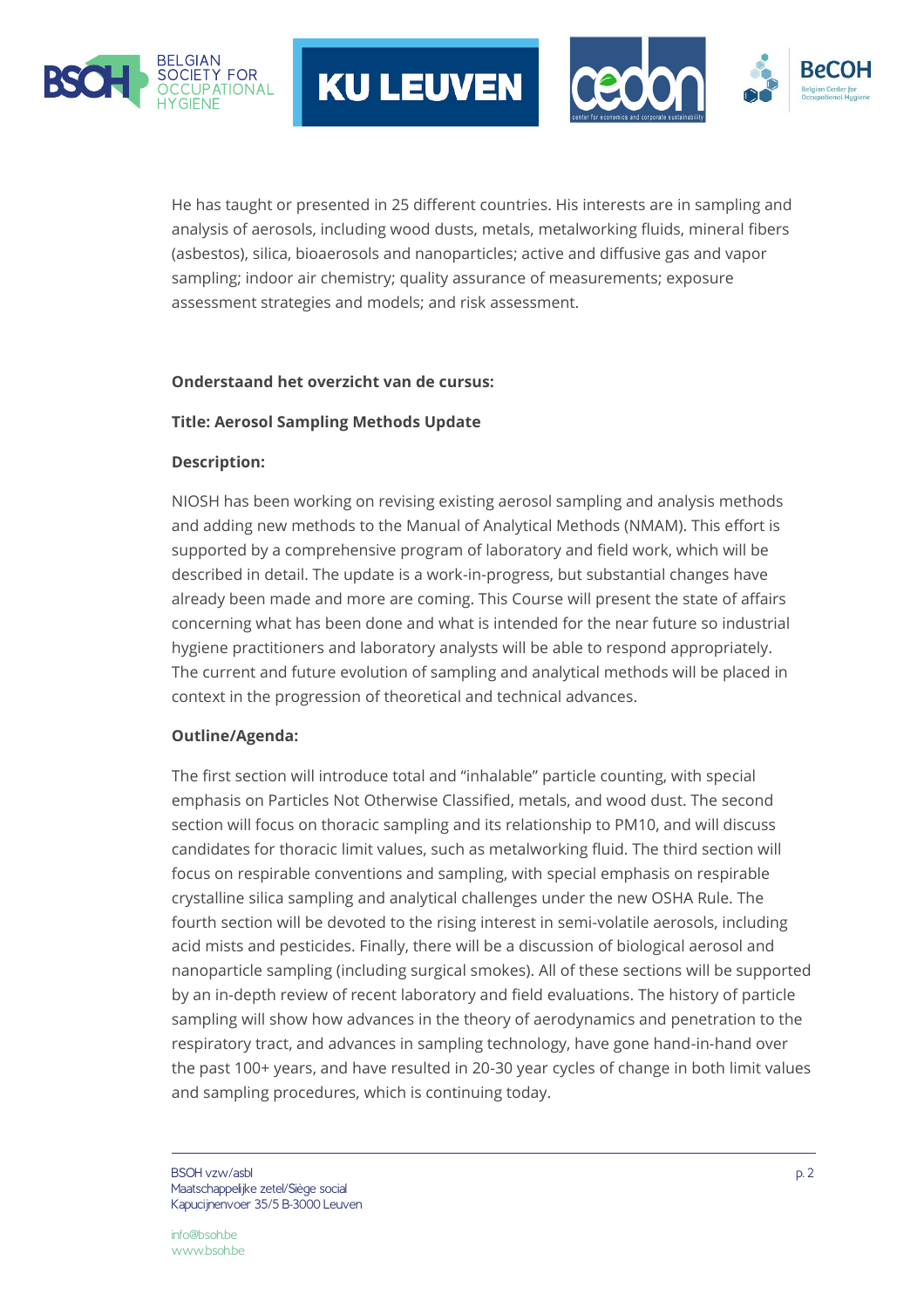He has taught or presented in 25 different countries. His interests are in sampling and analysis of aerosols, including wood dusts, metals, metalworking fluids, mineral fibers (asbestos), silica, bioaerosols and nanoparticles; active and diffusive gas and vapor sampling; indoor air chemistry; quality assurance of measurements; exposure assessment strategies and models; and risk assessment.

**Onderstaand het overzicht van de cursus:**

**Title: Aerosol Sampling Methods Update**

**Description:**

NIOSH has been working on revising existing aerosol sampling and analysis methods and adding new methods to the Manual of Analytical Methods (NMAM). This effort is supported by a comprehensive program of laboratory and field work, which will be described in detail. The update is a work-in-progress, but substantial changes have already been made and more are coming. This Course will present the state of affairs concerning what has been done and what is intended for the near future so industrial hygiene practitioners and laboratory analysts will be able to respond appropriately. The current and future evolution of sampling and analytical methods will be placed in context in the progression of theoretical and technical advances.

**Outline/Agenda:**

The first section will introduce total and "inhalable" particle counting, with special emphasis on Particles Not Otherwise Classified, metals, and wood dust. The second section will focus on thoracic sampling and its relationship to PM10, and will discuss candidates for thoracic limit values, such as metalworking fluid. The third section will focus on respirable conventions and sampling, with special emphasis on respirable crystalline silica sampling and analytical challenges under the new OSHA Rule. The fourth section will be devoted to the rising interest in semi-volatile aerosols, including acid mists and pesticides. Finally, there will be a discussion of biological aerosol and nanoparticle sampling (including surgical smokes). All of these sections will be supported by an in-depth review of recent laboratory and field evaluations. The history of particle sampling will show how advances in the theory of aerodynamics and penetration to the respiratory tract, and advances in sampling technology, have gone hand-in-hand over the past 100+ years, and have resulted in 20-30 year cycles of change in both limit values and sampling procedures, which is continuing today.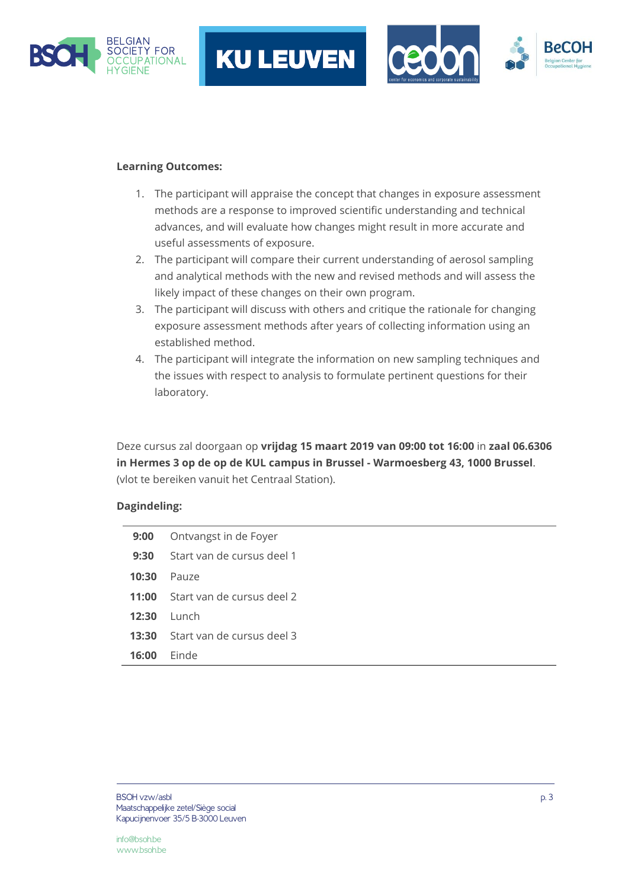**Learning Outcomes:**

1. The participant will appraise the concept that changes in exposure assessment methods are a response to improved scientific understanding and technical advances, and will evaluate how changes might result in more accurate and useful assessments of exposure.
2. The participant will compare their current understanding of aerosol sampling and analytical methods with the new and revised methods and will assess the likely impact of these changes on their own program.
3. The participant will discuss with others and critique the rationale for changing exposure assessment methods after years of collecting information using an established method.
4. The participant will integrate the information on new sampling techniques and the issues with respect to analysis to formulate pertinent questions for their laboratory.

Deze cursus zal doorgaan op **vrijdag 15 maart 2019 van 09:00 tot 16:00** in **zaal 06.6306 in Hermes 3 op de op de KUL campus in Brussel - Warmoesberg 43, 1000 Brussel**. (vlot te bereiken vanuit het Centraal Station).

**Dagindeling:**

| | |
|---|---|
| **9:00** | Ontvangst in de Foyer |
| **9:30** | Start van de cursus deel 1 |
| **10:30** | Pauze |
| **11:00** | Start van de cursus deel 2 |
| **12:30** | Lunch |
| **13:30** | Start van de cursus deel 3 |
| **16:00** | Einde |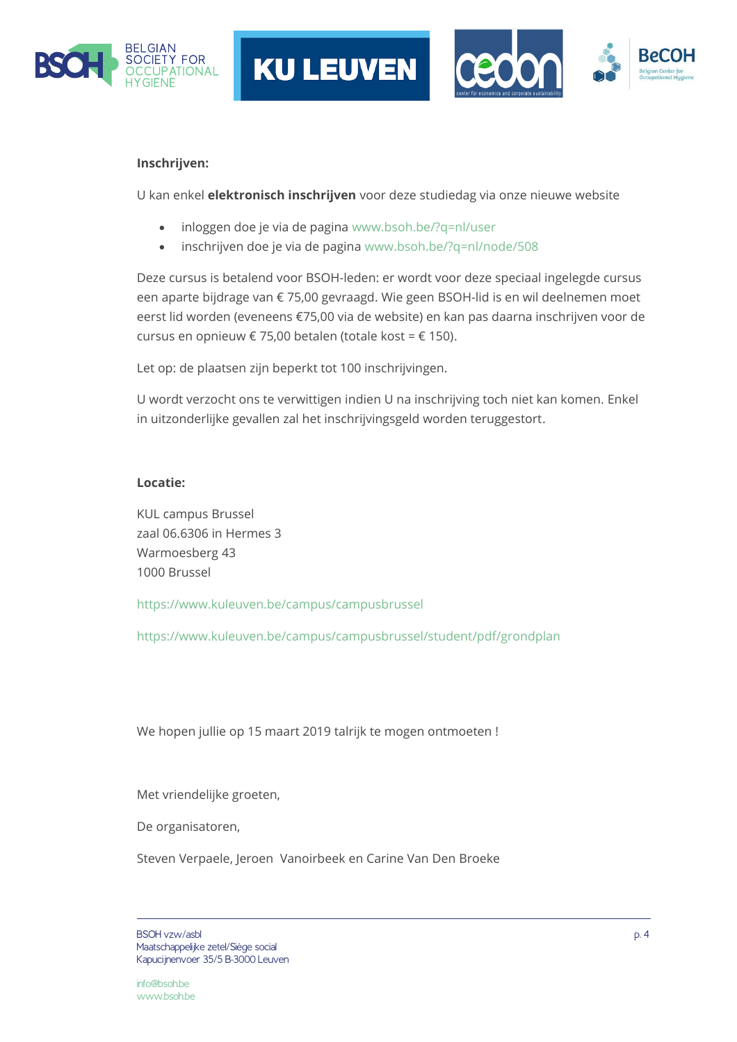**Inschrijven:**

U kan enkel **elektronisch inschrijven** voor deze studiedag via onze nieuwe website

- inloggen doe je via de pagina www.bsoh.be/?q=nl/user
- inschrijven doe je via de pagina www.bsoh.be/?q=nl/node/508

Deze cursus is betalend voor BSOH-leden: er wordt voor deze speciaal ingelegde cursus een aparte bijdrage van € 75,00 gevraagd. Wie geen BSOH-lid is en wil deelnemen moet eerst lid worden (eveneens €75,00 via de website) en kan pas daarna inschrijven voor de cursus en opnieuw € 75,00 betalen (totale kost = € 150).

Let op: de plaatsen zijn beperkt tot 100 inschrijvingen.

U wordt verzocht ons te verwittigen indien U na inschrijving toch niet kan komen. Enkel in uitzonderlijke gevallen zal het inschrijvingsgeld worden teruggestort.

**Locatie:**

KUL campus Brussel
zaal 06.6306 in Hermes 3
Warmoesberg 43
1000 Brussel

https://www.kuleuven.be/campus/campusbrussel

https://www.kuleuven.be/campus/campusbrussel/student/pdf/grondplan

We hopen jullie op 15 maart 2019 talrijk te mogen ontmoeten !

Met vriendelijke groeten,

De organisatoren,

Steven Verpaele, Jeroen Vanoirbeek en Carine Van Den Broeke